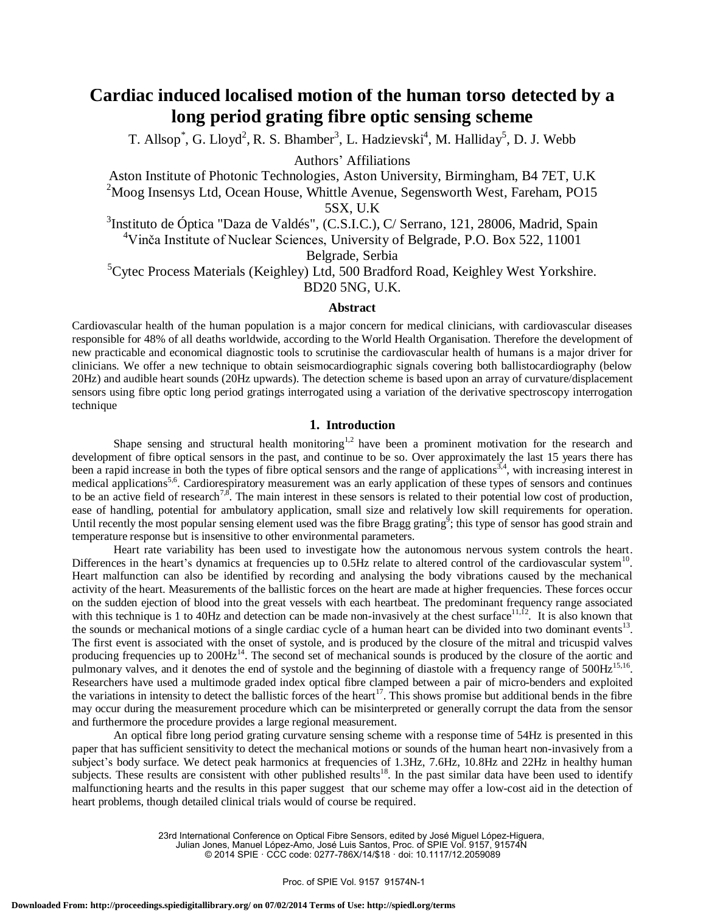# Cardiac induced localised motion of the human torso detected by a long period grating fibre optic sensing scheme

T. Allsop*, G. Lloyd[2], R. S. Bhamber[3], L. Hadzievski[4], M. Halliday[5], D. J. Webb

Authors' Affiliations

Aston Institute of Photonic Technologies, Aston University, Birmingham, B4 7ET, U.K

[2]Moog Insensys Ltd, Ocean House, Whittle Avenue, Segensworth West, Fareham, PO15 5SX, U.K

[3]Instituto de Óptica "Daza de Valdés", (C.S.I.C.), C/ Serrano, 121, 28006, Madrid, Spain

[4]Vinča Institute of Nuclear Sciences, University of Belgrade, P.O. Box 522, 11001 Belgrade, Serbia

[5]Cytec Process Materials (Keighley) Ltd, 500 Bradford Road, Keighley West Yorkshire. BD20 5NG, U.K.

## Abstract

Cardiovascular health of the human population is a major concern for medical clinicians, with cardiovascular diseases responsible for 48% of all deaths worldwide, according to the World Health Organisation. Therefore the development of new practicable and economical diagnostic tools to scrutinise the cardiovascular health of humans is a major driver for clinicians. We offer a new technique to obtain seismocardiographic signals covering both ballistocardiography (below 20Hz) and audible heart sounds (20Hz upwards). The detection scheme is based upon an array of curvature/displacement sensors using fibre optic long period gratings interrogated using a variation of the derivative spectroscopy interrogation technique

## 1. Introduction

Shape sensing and structural health monitoring[1,2] have been a prominent motivation for the research and development of fibre optical sensors in the past, and continue to be so. Over approximately the last 15 years there has been a rapid increase in both the types of fibre optical sensors and the range of applications[3,4], with increasing interest in medical applications[5,6]. Cardiorespiratory measurement was an early application of these types of sensors and continues to be an active field of research[7,8]. The main interest in these sensors is related to their potential low cost of production, ease of handling, potential for ambulatory application, small size and relatively low skill requirements for operation. Until recently the most popular sensing element used was the fibre Bragg grating[9]; this type of sensor has good strain and temperature response but is insensitive to other environmental parameters.

Heart rate variability has been used to investigate how the autonomous nervous system controls the heart. Differences in the heart's dynamics at frequencies up to 0.5Hz relate to altered control of the cardiovascular system[10]. Heart malfunction can also be identified by recording and analysing the body vibrations caused by the mechanical activity of the heart. Measurements of the ballistic forces on the heart are made at higher frequencies. These forces occur on the sudden ejection of blood into the great vessels with each heartbeat. The predominant frequency range associated with this technique is 1 to 40Hz and detection can be made non-invasively at the chest surface[11,12]. It is also known that the sounds or mechanical motions of a single cardiac cycle of a human heart can be divided into two dominant events[13]. The first event is associated with the onset of systole, and is produced by the closure of the mitral and tricuspid valves producing frequencies up to 200Hz[14]. The second set of mechanical sounds is produced by the closure of the aortic and pulmonary valves, and it denotes the end of systole and the beginning of diastole with a frequency range of 500Hz[15,16]. Researchers have used a multimode graded index optical fibre clamped between a pair of micro-benders and exploited the variations in intensity to detect the ballistic forces of the heart[17]. This shows promise but additional bends in the fibre may occur during the measurement procedure which can be misinterpreted or generally corrupt the data from the sensor and furthermore the procedure provides a large regional measurement.

An optical fibre long period grating curvature sensing scheme with a response time of 54Hz is presented in this paper that has sufficient sensitivity to detect the mechanical motions or sounds of the human heart non-invasively from a subject's body surface. We detect peak harmonics at frequencies of 1.3Hz, 7.6Hz, 10.8Hz and 22Hz in healthy human subjects. These results are consistent with other published results[18]. In the past similar data have been used to identify malfunctioning hearts and the results in this paper suggest that our scheme may offer a low-cost aid in the detection of heart problems, though detailed clinical trials would of course be required.

23rd International Conference on Optical Fibre Sensors, edited by José Miguel López-Higuera, Julian Jones, Manuel López-Amo, José Luis Santos, Proc. of SPIE Vol. 9157, 91574N
© 2014 SPIE · CCC code: 0277-786X/14/$18 · doi: 10.1117/12.2059089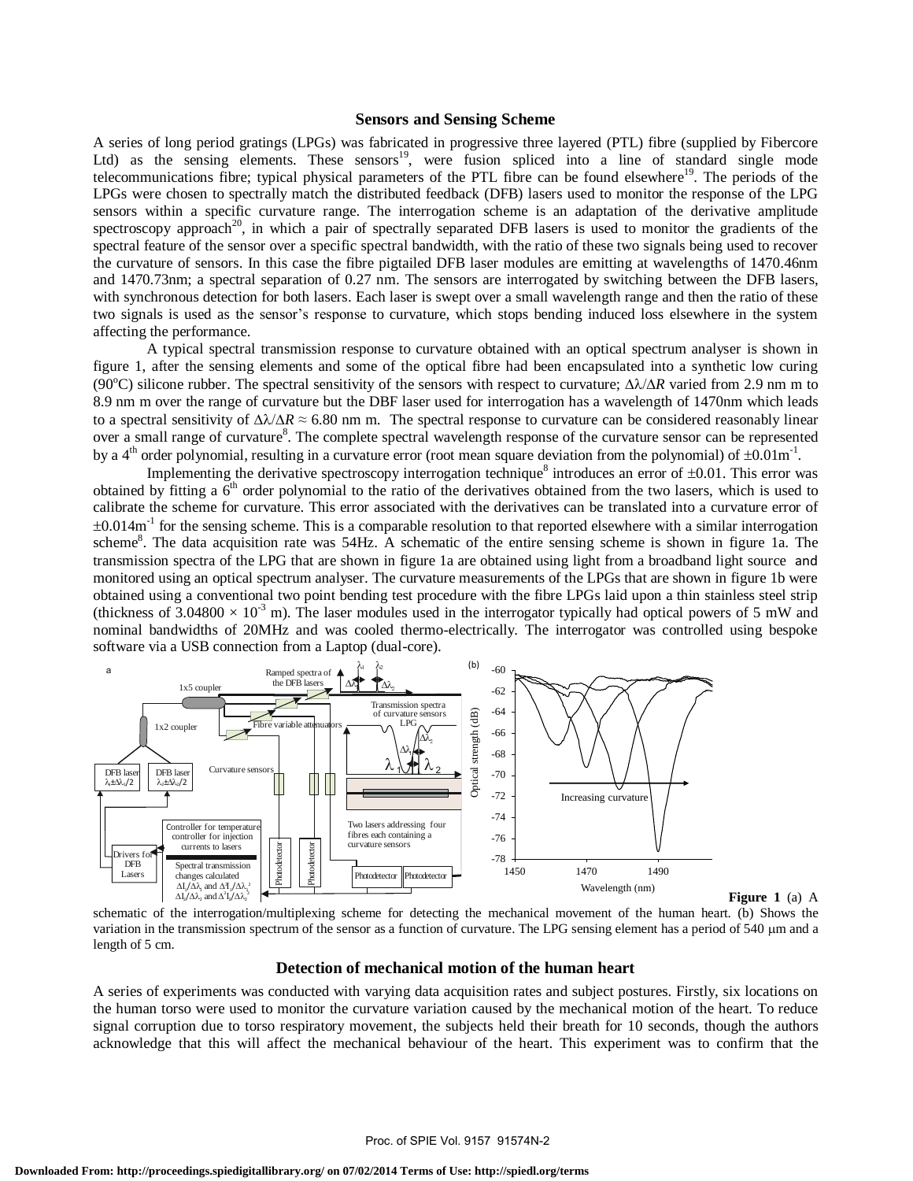## Sensors and Sensing Scheme

A series of long period gratings (LPGs) was fabricated in progressive three layered (PTL) fibre (supplied by Fibercore Ltd) as the sensing elements. These sensors[19], were fusion spliced into a line of standard single mode telecommunications fibre; typical physical parameters of the PTL fibre can be found elsewhere[19]. The periods of the LPGs were chosen to spectrally match the distributed feedback (DFB) lasers used to monitor the response of the LPG sensors within a specific curvature range. The interrogation scheme is an adaptation of the derivative amplitude spectroscopy approach[20], in which a pair of spectrally separated DFB lasers is used to monitor the gradients of the spectral feature of the sensor over a specific spectral bandwidth, with the ratio of these two signals being used to recover the curvature of sensors. In this case the fibre pigtailed DFB laser modules are emitting at wavelengths of 1470.46nm and 1470.73nm; a spectral separation of 0.27 nm. The sensors are interrogated by switching between the DFB lasers, with synchronous detection for both lasers. Each laser is swept over a small wavelength range and then the ratio of these two signals is used as the sensor's response to curvature, which stops bending induced loss elsewhere in the system affecting the performance.

A typical spectral transmission response to curvature obtained with an optical spectrum analyser is shown in figure 1, after the sensing elements and some of the optical fibre had been encapsulated into a synthetic low curing (90°C) silicone rubber. The spectral sensitivity of the sensors with respect to curvature; $\Delta\lambda/\Delta R$ varied from 2.9 nm m to 8.9 nm m over the range of curvature but the DBF laser used for interrogation has a wavelength of 1470nm which leads to a spectral sensitivity of $\Delta\lambda/\Delta R \approx 6.80$ nm m. The spectral response to curvature can be considered reasonably linear over a small range of curvature[8]. The complete spectral wavelength response of the curvature sensor can be represented by a 4th order polynomial, resulting in a curvature error (root mean square deviation from the polynomial) of $\pm 0.01\text{m}^{-1}$.

Implementing the derivative spectroscopy interrogation technique[8] introduces an error of ±0.01. This error was obtained by fitting a 6th order polynomial to the ratio of the derivatives obtained from the two lasers, which is used to calibrate the scheme for curvature. This error associated with the derivatives can be translated into a curvature error of $\pm 0.014\text{m}^{-1}$ for the sensing scheme. This is a comparable resolution to that reported elsewhere with a similar interrogation scheme[8]. The data acquisition rate was 54Hz. A schematic of the entire sensing scheme is shown in figure 1a. The transmission spectra of the LPG that are shown in figure 1a are obtained using light from a broadband light source and monitored using an optical spectrum analyser. The curvature measurements of the LPGs that are shown in figure 1b were obtained using a conventional two point bending test procedure with the fibre LPGs laid upon a thin stainless steel strip (thickness of $3.04800 \times 10^{-3}$ m). The laser modules used in the interrogator typically had optical powers of 5 mW and nominal bandwidths of 20MHz and was cooled thermo-electrically. The interrogator was controlled using bespoke software via a USB connection from a Laptop (dual-core).

**Figure 1** (a) A schematic of the interrogation/multiplexing scheme for detecting the mechanical movement of the human heart. (b) Shows the variation in the transmission spectrum of the sensor as a function of curvature. The LPG sensing element has a period of 540 μm and a length of 5 cm.

## Detection of mechanical motion of the human heart

A series of experiments was conducted with varying data acquisition rates and subject postures. Firstly, six locations on the human torso were used to monitor the curvature variation caused by the mechanical motion of the heart. To reduce signal corruption due to torso respiratory movement, the subjects held their breath for 10 seconds, though the authors acknowledge that this will affect the mechanical behaviour of the heart. This experiment was to confirm that the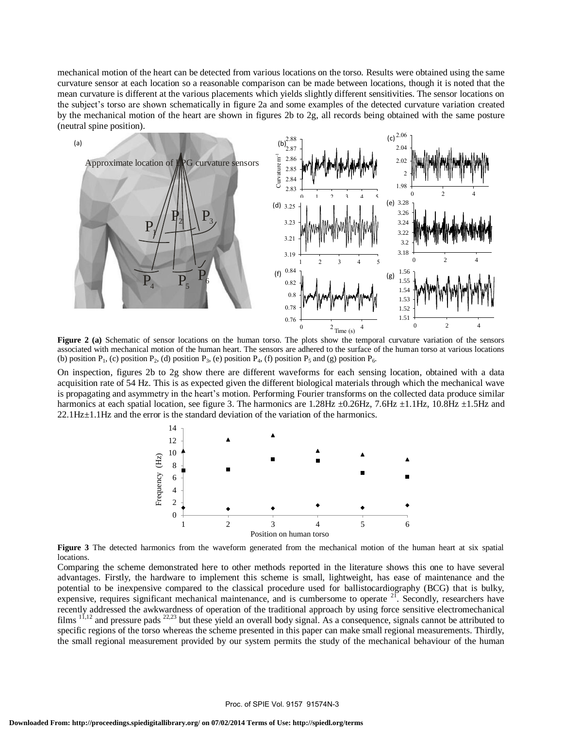mechanical motion of the heart can be detected from various locations on the torso. Results were obtained using the same curvature sensor at each location so a reasonable comparison can be made between locations, though it is noted that the mean curvature is different at the various placements which yields slightly different sensitivities. The sensor locations on the subject's torso are shown schematically in figure 2a and some examples of the detected curvature variation created by the mechanical motion of the heart are shown in figures 2b to 2g, all records being obtained with the same posture (neutral spine position).

**Figure 2 (a)** Schematic of sensor locations on the human torso. The plots show the temporal curvature variation of the sensors associated with mechanical motion of the human heart. The sensors are adhered to the surface of the human torso at various locations (b) position $P_1$, (c) position $P_2$, (d) position $P_3$, (e) position $P_4$, (f) position $P_5$ and (g) position $P_6$.

On inspection, figures 2b to 2g show there are different waveforms for each sensing location, obtained with a data acquisition rate of 54 Hz. This is as expected given the different biological materials through which the mechanical wave is propagating and asymmetry in the heart's motion. Performing Fourier transforms on the collected data produce similar harmonics at each spatial location, see figure 3. The harmonics are 1.28Hz ±0.26Hz, 7.6Hz ±1.1Hz, 10.8Hz ±1.5Hz and 22.1Hz±1.1Hz and the error is the standard deviation of the variation of the harmonics.

**Figure 3** The detected harmonics from the waveform generated from the mechanical motion of the human heart at six spatial locations.

Comparing the scheme demonstrated here to other methods reported in the literature shows this one to have several advantages. Firstly, the hardware to implement this scheme is small, lightweight, has ease of maintenance and the potential to be inexpensive compared to the classical procedure used for ballistocardiography (BCG) that is bulky, expensive, requires significant mechanical maintenance, and is cumbersome to operate [21]. Secondly, researchers have recently addressed the awkwardness of operation of the traditional approach by using force sensitive electromechanical films [11,12] and pressure pads [22,23] but these yield an overall body signal. As a consequence, signals cannot be attributed to specific regions of the torso whereas the scheme presented in this paper can make small regional measurements. Thirdly, the small regional measurement provided by our system permits the study of the mechanical behaviour of the human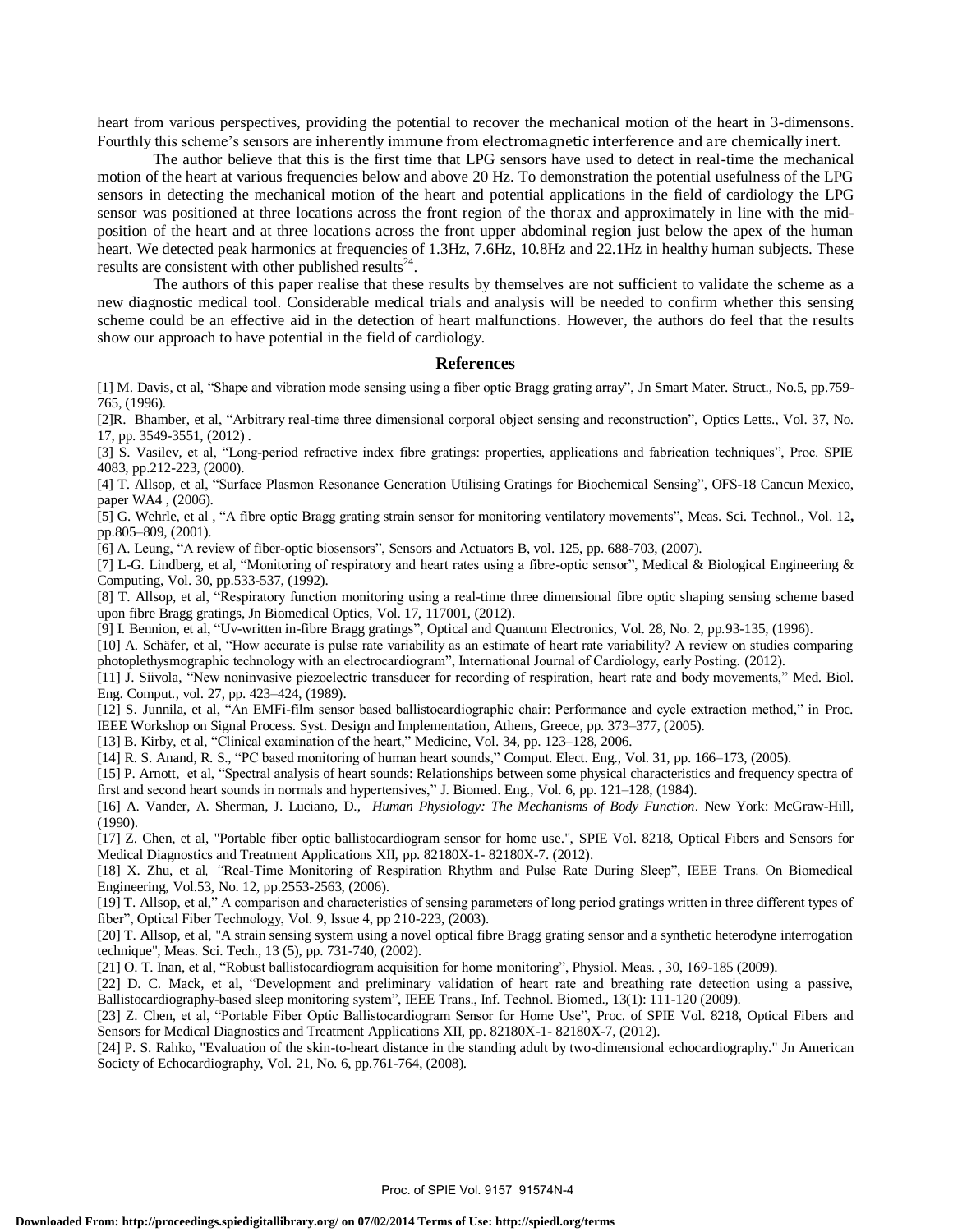heart from various perspectives, providing the potential to recover the mechanical motion of the heart in 3-dimensons. Fourthly this scheme's sensors are inherently immune from electromagnetic interference and are chemically inert.

The author believe that this is the first time that LPG sensors have used to detect in real-time the mechanical motion of the heart at various frequencies below and above 20 Hz. To demonstration the potential usefulness of the LPG sensors in detecting the mechanical motion of the heart and potential applications in the field of cardiology the LPG sensor was positioned at three locations across the front region of the thorax and approximately in line with the mid-position of the heart and at three locations across the front upper abdominal region just below the apex of the human heart. We detected peak harmonics at frequencies of 1.3Hz, 7.6Hz, 10.8Hz and 22.1Hz in healthy human subjects. These results are consistent with other published results[24].

The authors of this paper realise that these results by themselves are not sufficient to validate the scheme as a new diagnostic medical tool. Considerable medical trials and analysis will be needed to confirm whether this sensing scheme could be an effective aid in the detection of heart malfunctions. However, the authors do feel that the results show our approach to have potential in the field of cardiology.

## References

[1] M. Davis, et al, "Shape and vibration mode sensing using a fiber optic Bragg grating array", Jn Smart Mater. Struct., No.5, pp.759-765, (1996).

[2]R. Bhamber, et al, "Arbitrary real-time three dimensional corporal object sensing and reconstruction", Optics Letts., Vol. 37, No. 17, pp. 3549-3551, (2012) .

[3] S. Vasilev, et al, "Long-period refractive index fibre gratings: properties, applications and fabrication techniques", Proc. SPIE 4083, pp.212-223, (2000).

[4] T. Allsop, et al, "Surface Plasmon Resonance Generation Utilising Gratings for Biochemical Sensing", OFS-18 Cancun Mexico, paper WA4 , (2006).

[5] G. Wehrle, et al , "A fibre optic Bragg grating strain sensor for monitoring ventilatory movements", Meas. Sci. Technol., Vol. 12**,** pp.805–809, (2001).

[6] A. Leung, "A review of fiber-optic biosensors", Sensors and Actuators B, vol. 125, pp. 688-703, (2007).

[7] L-G. Lindberg, et al, "Monitoring of respiratory and heart rates using a fibre-optic sensor", Medical & Biological Engineering & Computing, Vol. 30, pp.533-537, (1992).

[8] T. Allsop, et al, "Respiratory function monitoring using a real-time three dimensional fibre optic shaping sensing scheme based upon fibre Bragg gratings, Jn Biomedical Optics, Vol. 17, 117001, (2012).

[9] I. Bennion, et al, "Uv-written in-fibre Bragg gratings", Optical and Quantum Electronics, Vol. 28, No. 2, pp.93-135, (1996).

[10] A. Schäfer, et al, "How accurate is pulse rate variability as an estimate of heart rate variability? A review on studies comparing photoplethysmographic technology with an electrocardiogram", International Journal of Cardiology, early Posting. (2012).

[11] J. Siivola, "New noninvasive piezoelectric transducer for recording of respiration, heart rate and body movements," Med. Biol. Eng. Comput., vol. 27, pp. 423–424, (1989).

[12] S. Junnila, et al, "An EMFi-film sensor based ballistocardiographic chair: Performance and cycle extraction method," in Proc. IEEE Workshop on Signal Process. Syst. Design and Implementation, Athens, Greece, pp. 373–377, (2005).

[13] B. Kirby, et al, "Clinical examination of the heart," Medicine, Vol. 34, pp. 123–128, 2006.

[14] R. S. Anand, R. S., "PC based monitoring of human heart sounds," Comput. Elect. Eng., Vol. 31, pp. 166–173, (2005).

[15] P. Arnott, et al, "Spectral analysis of heart sounds: Relationships between some physical characteristics and frequency spectra of first and second heart sounds in normals and hypertensives," J. Biomed. Eng., Vol. 6, pp. 121–128, (1984).

[16] A. Vander, A. Sherman, J. Luciano, D., *Human Physiology: The Mechanisms of Body Function*. New York: McGraw-Hill, (1990).

[17] Z. Chen, et al, "Portable fiber optic ballistocardiogram sensor for home use.", SPIE Vol. 8218, Optical Fibers and Sensors for Medical Diagnostics and Treatment Applications XII, pp. 82180X-1- 82180X-7. (2012).

[18] X. Zhu, et al, "Real-Time Monitoring of Respiration Rhythm and Pulse Rate During Sleep", IEEE Trans. On Biomedical Engineering, Vol.53, No. 12, pp.2553-2563, (2006).

[19] T. Allsop, et al," A comparison and characteristics of sensing parameters of long period gratings written in three different types of fiber", Optical Fiber Technology, Vol. 9, Issue 4, pp 210-223, (2003).

[20] T. Allsop, et al, "A strain sensing system using a novel optical fibre Bragg grating sensor and a synthetic heterodyne interrogation technique", Meas. Sci. Tech., 13 (5), pp. 731-740, (2002).

[21] O. T. Inan, et al, "Robust ballistocardiogram acquisition for home monitoring", Physiol. Meas. , 30, 169-185 (2009).

[22] D. C. Mack, et al, "Development and preliminary validation of heart rate and breathing rate detection using a passive, Ballistocardiography-based sleep monitoring system", IEEE Trans., Inf. Technol. Biomed., 13(1): 111-120 (2009).

[23] Z. Chen, et al, "Portable Fiber Optic Ballistocardiogram Sensor for Home Use", Proc. of SPIE Vol. 8218, Optical Fibers and Sensors for Medical Diagnostics and Treatment Applications XII, pp. 82180X-1- 82180X-7, (2012).

[24] P. S. Rahko, "Evaluation of the skin-to-heart distance in the standing adult by two-dimensional echocardiography." Jn American Society of Echocardiography, Vol. 21, No. 6, pp.761-764, (2008).